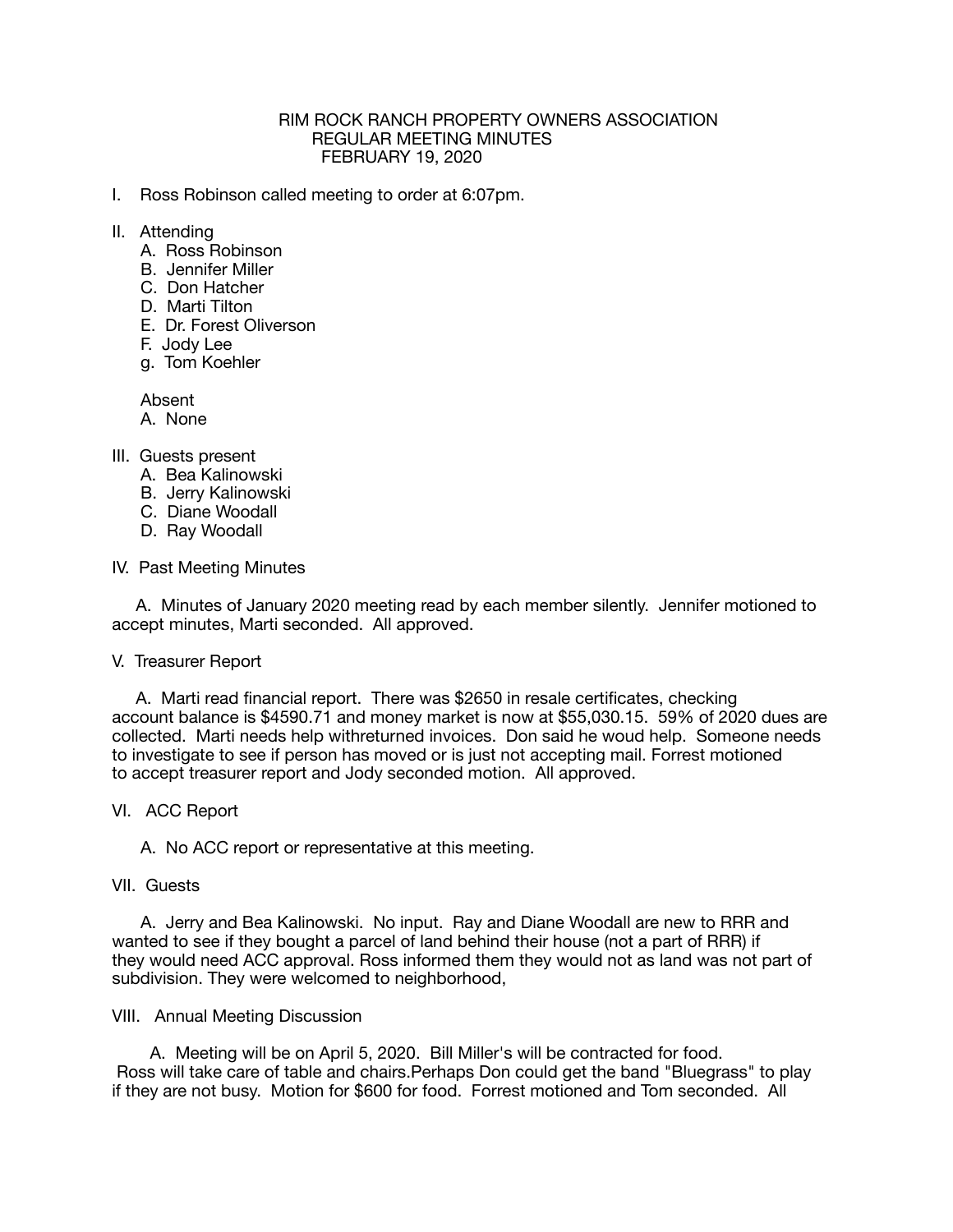# RIM ROCK RANCH PROPERTY OWNERS ASSOCIATION
## REGULAR MEETING MINUTES
### FEBRUARY 19, 2020

I. Ross Robinson called meeting to order at 6:07pm.

II. Attending

A. Ross Robinson
B. Jennifer Miller
C. Don Hatcher
D. Marti Tilton
E. Dr. Forest Oliverson
F. Jody Lee
g. Tom Koehler

Absent

A. None

III. Guests present

A. Bea Kalinowski
B. Jerry Kalinowski
C. Diane Woodall
D. Ray Woodall

IV. Past Meeting Minutes

A. Minutes of January 2020 meeting read by each member silently. Jennifer motioned to accept minutes, Marti seconded. All approved.

V. Treasurer Report

A. Marti read financial report. There was $2650 in resale certificates, checking account balance is $4590.71 and money market is now at $55,030.15. 59% of 2020 dues are collected. Marti needs help withreturned invoices. Don said he woud help. Someone needs to investigate to see if person has moved or is just not accepting mail. Forrest motioned to accept treasurer report and Jody seconded motion. All approved.

VI. ACC Report

A. No ACC report or representative at this meeting.

VII. Guests

A. Jerry and Bea Kalinowski. No input. Ray and Diane Woodall are new to RRR and wanted to see if they bought a parcel of land behind their house (not a part of RRR) if they would need ACC approval. Ross informed them they would not as land was not part of subdivision. They were welcomed to neighborhood,

VIII. Annual Meeting Discussion

A. Meeting will be on April 5, 2020. Bill Miller's will be contracted for food. Ross will take care of table and chairs.Perhaps Don could get the band "Bluegrass" to play if they are not busy. Motion for $600 for food. Forrest motioned and Tom seconded. All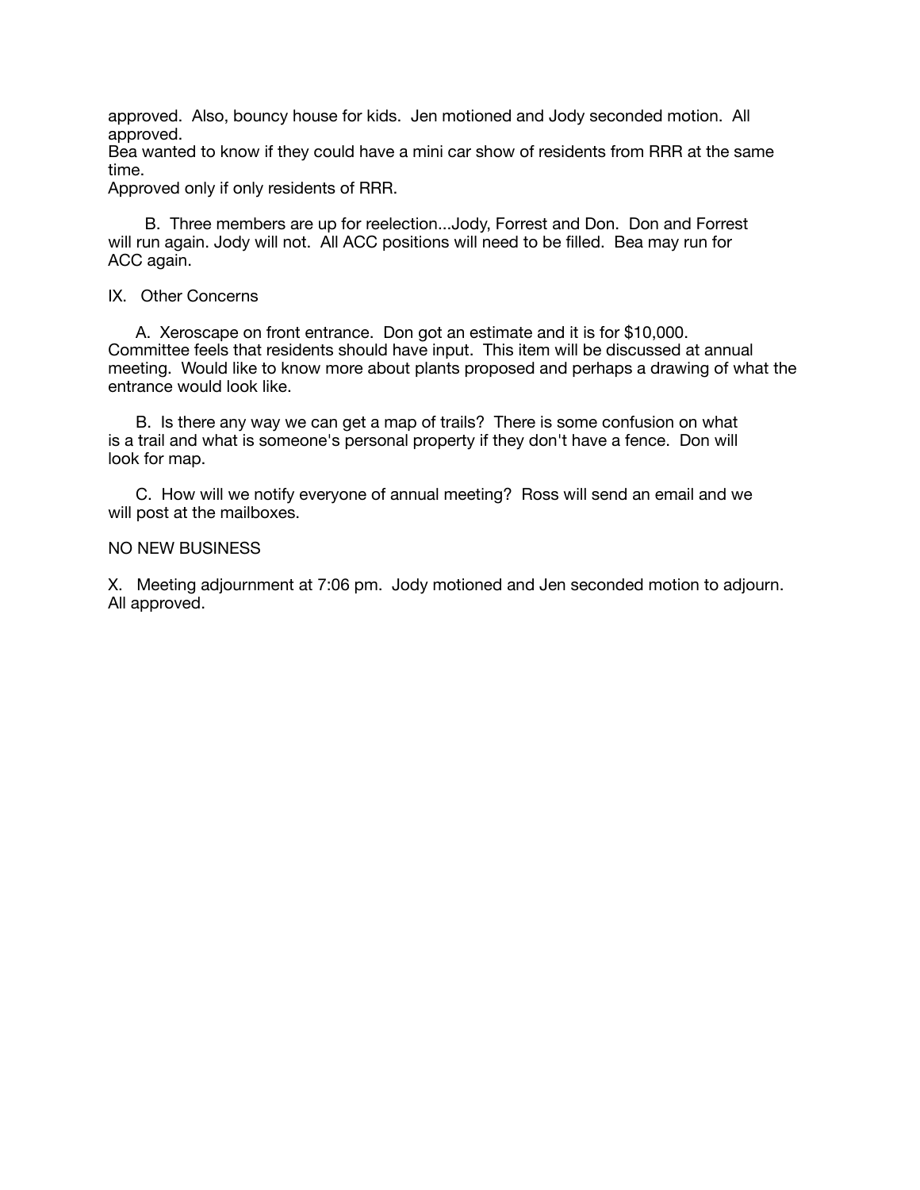approved. Also, bouncy house for kids. Jen motioned and Jody seconded motion. All approved.
Bea wanted to know if they could have a mini car show of residents from RRR at the same time.
Approved only if only residents of RRR.

B. Three members are up for reelection...Jody, Forrest and Don. Don and Forrest will run again. Jody will not. All ACC positions will need to be filled. Bea may run for ACC again.

IX. Other Concerns

A. Xeroscape on front entrance. Don got an estimate and it is for $10,000. Committee feels that residents should have input. This item will be discussed at annual meeting. Would like to know more about plants proposed and perhaps a drawing of what the entrance would look like.

B. Is there any way we can get a map of trails? There is some confusion on what is a trail and what is someone's personal property if they don't have a fence. Don will look for map.

C. How will we notify everyone of annual meeting? Ross will send an email and we will post at the mailboxes.

NO NEW BUSINESS

X. Meeting adjournment at 7:06 pm. Jody motioned and Jen seconded motion to adjourn. All approved.